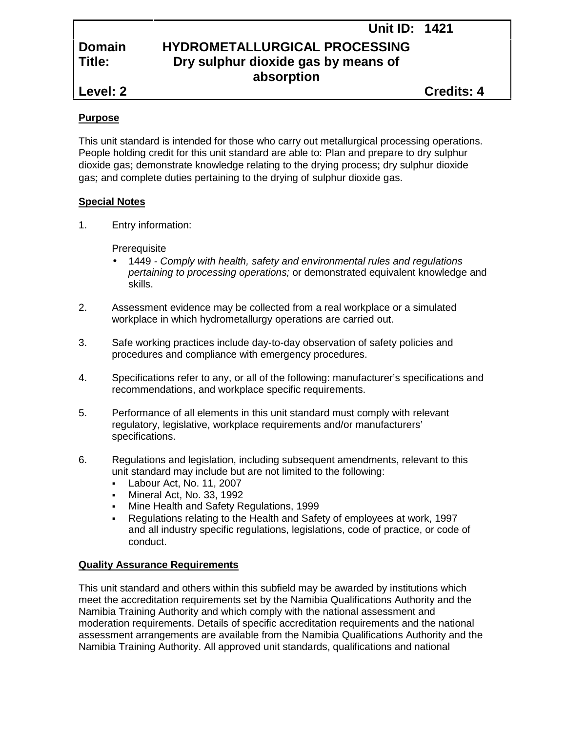**Unit ID: 1421**

**Domain** **HYDROMETALLURGICAL PROCESSING**

**Title:** **Dry sulphur dioxide gas by means of absorption**

**Level: 2** **Credits: 4**

## Purpose

This unit standard is intended for those who carry out metallurgical processing operations. People holding credit for this unit standard are able to: Plan and prepare to dry sulphur dioxide gas; demonstrate knowledge relating to the drying process; dry sulphur dioxide gas; and complete duties pertaining to the drying of sulphur dioxide gas.

## Special Notes

1. Entry information:

   Prerequisite
   - 1449 - *Comply with health, safety and environmental rules and regulations pertaining to processing operations;* or demonstrated equivalent knowledge and skills.

2. Assessment evidence may be collected from a real workplace or a simulated workplace in which hydrometallurgy operations are carried out.

3. Safe working practices include day-to-day observation of safety policies and procedures and compliance with emergency procedures.

4. Specifications refer to any, or all of the following: manufacturer's specifications and recommendations, and workplace specific requirements.

5. Performance of all elements in this unit standard must comply with relevant regulatory, legislative, workplace requirements and/or manufacturers' specifications.

6. Regulations and legislation, including subsequent amendments, relevant to this unit standard may include but are not limited to the following:
   - Labour Act, No. 11, 2007
   - Mineral Act, No. 33, 1992
   - Mine Health and Safety Regulations, 1999
   - Regulations relating to the Health and Safety of employees at work, 1997 and all industry specific regulations, legislations, code of practice, or code of conduct.

## Quality Assurance Requirements

This unit standard and others within this subfield may be awarded by institutions which meet the accreditation requirements set by the Namibia Qualifications Authority and the Namibia Training Authority and which comply with the national assessment and moderation requirements. Details of specific accreditation requirements and the national assessment arrangements are available from the Namibia Qualifications Authority and the Namibia Training Authority. All approved unit standards, qualifications and national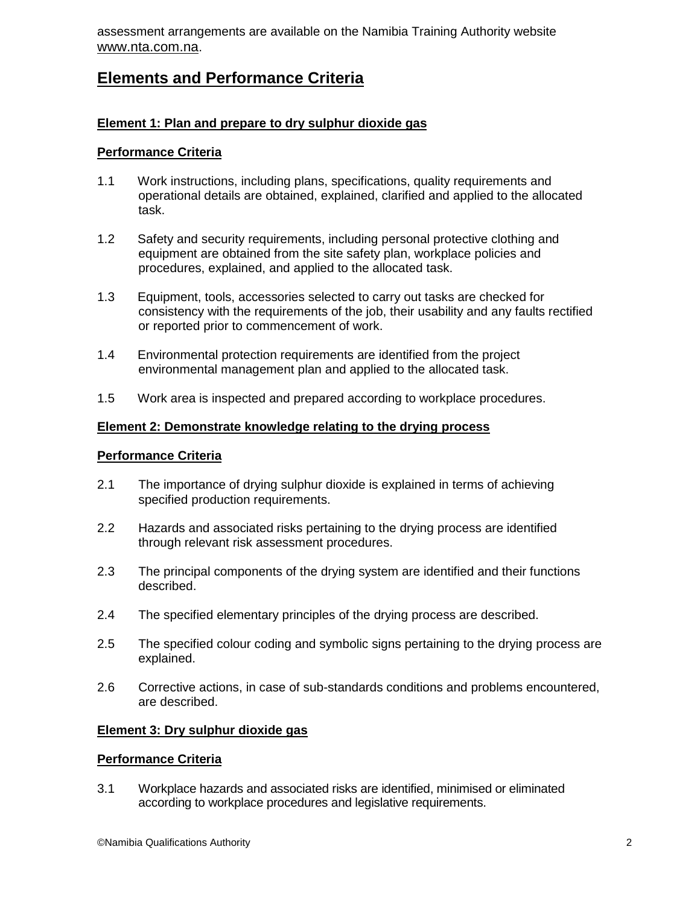assessment arrangements are available on the Namibia Training Authority website www.nta.com.na.

## Elements and Performance Criteria

### Element 1: Plan and prepare to dry sulphur dioxide gas

**Performance Criteria**

1.1 Work instructions, including plans, specifications, quality requirements and operational details are obtained, explained, clarified and applied to the allocated task.

1.2 Safety and security requirements, including personal protective clothing and equipment are obtained from the site safety plan, workplace policies and procedures, explained, and applied to the allocated task.

1.3 Equipment, tools, accessories selected to carry out tasks are checked for consistency with the requirements of the job, their usability and any faults rectified or reported prior to commencement of work.

1.4 Environmental protection requirements are identified from the project environmental management plan and applied to the allocated task.

1.5 Work area is inspected and prepared according to workplace procedures.

### Element 2: Demonstrate knowledge relating to the drying process

**Performance Criteria**

2.1 The importance of drying sulphur dioxide is explained in terms of achieving specified production requirements.

2.2 Hazards and associated risks pertaining to the drying process are identified through relevant risk assessment procedures.

2.3 The principal components of the drying system are identified and their functions described.

2.4 The specified elementary principles of the drying process are described.

2.5 The specified colour coding and symbolic signs pertaining to the drying process are explained.

2.6 Corrective actions, in case of sub-standards conditions and problems encountered, are described.

### Element 3: Dry sulphur dioxide gas

**Performance Criteria**

3.1 Workplace hazards and associated risks are identified, minimised or eliminated according to workplace procedures and legislative requirements.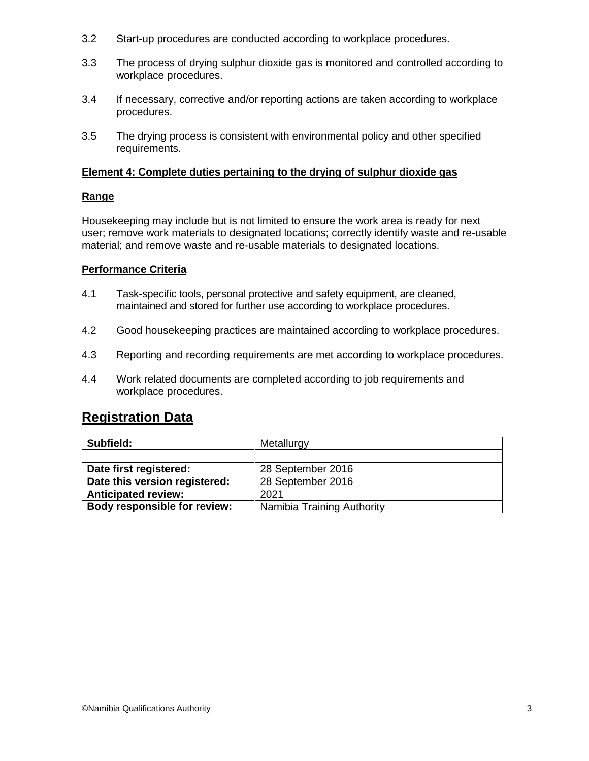3.2 Start-up procedures are conducted according to workplace procedures.

3.3 The process of drying sulphur dioxide gas is monitored and controlled according to workplace procedures.

3.4 If necessary, corrective and/or reporting actions are taken according to workplace procedures.

3.5 The drying process is consistent with environmental policy and other specified requirements.

**Element 4: Complete duties pertaining to the drying of sulphur dioxide gas**

**Range**

Housekeeping may include but is not limited to ensure the work area is ready for next user; remove work materials to designated locations; correctly identify waste and re-usable material; and remove waste and re-usable materials to designated locations.

**Performance Criteria**

4.1 Task-specific tools, personal protective and safety equipment, are cleaned, maintained and stored for further use according to workplace procedures.

4.2 Good housekeeping practices are maintained according to workplace procedures.

4.3 Reporting and recording requirements are met according to workplace procedures.

4.4 Work related documents are completed according to job requirements and workplace procedures.

## Registration Data

| | |
|---|---|
| **Subfield:** | Metallurgy |
| | |
| **Date first registered:** | 28 September 2016 |
| **Date this version registered:** | 28 September 2016 |
| **Anticipated review:** | 2021 |
| **Body responsible for review:** | Namibia Training Authority |